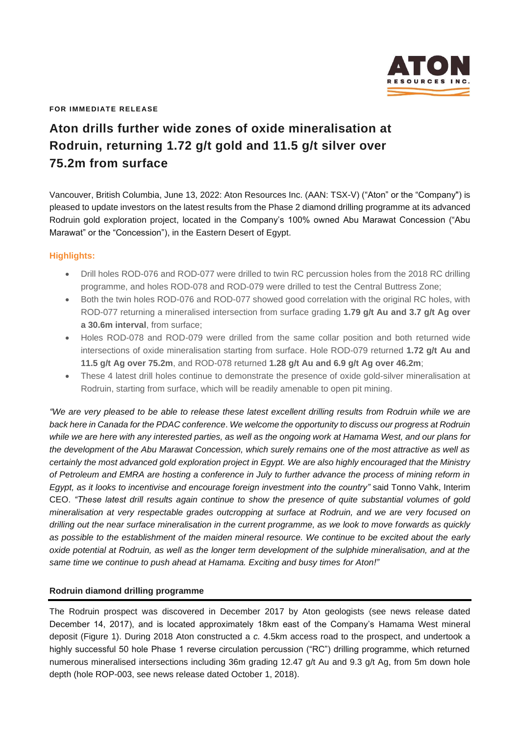**FOR IMMEDIATE RELEASE**

# Aton drills further wide zones of oxide mineralisation at Rodruin, returning 1.72 g/t gold and 11.5 g/t silver over 75.2m from surface

Vancouver, British Columbia, June 13, 2022: Aton Resources Inc. (AAN: TSX-V) ("Aton" or the "Company") is pleased to update investors on the latest results from the Phase 2 diamond drilling programme at its advanced Rodruin gold exploration project, located in the Company's 100% owned Abu Marawat Concession ("Abu Marawat" or the "Concession"), in the Eastern Desert of Egypt.

## Highlights:

- Drill holes ROD-076 and ROD-077 were drilled to twin RC percussion holes from the 2018 RC drilling programme, and holes ROD-078 and ROD-079 were drilled to test the Central Buttress Zone;
- Both the twin holes ROD-076 and ROD-077 showed good correlation with the original RC holes, with ROD-077 returning a mineralised intersection from surface grading **1.79 g/t Au and 3.7 g/t Ag over a 30.6m interval**, from surface;
- Holes ROD-078 and ROD-079 were drilled from the same collar position and both returned wide intersections of oxide mineralisation starting from surface. Hole ROD-079 returned **1.72 g/t Au and 11.5 g/t Ag over 75.2m**, and ROD-078 returned **1.28 g/t Au and 6.9 g/t Ag over 46.2m**;
- These 4 latest drill holes continue to demonstrate the presence of oxide gold-silver mineralisation at Rodruin, starting from surface, which will be readily amenable to open pit mining.

*"We are very pleased to be able to release these latest excellent drilling results from Rodruin while we are back here in Canada for the PDAC conference. We welcome the opportunity to discuss our progress at Rodruin while we are here with any interested parties, as well as the ongoing work at Hamama West, and our plans for the development of the Abu Marawat Concession, which surely remains one of the most attractive as well as certainly the most advanced gold exploration project in Egypt. We are also highly encouraged that the Ministry of Petroleum and EMRA are hosting a conference in July to further advance the process of mining reform in Egypt, as it looks to incentivise and encourage foreign investment into the country"* said Tonno Vahk, Interim CEO. *"These latest drill results again continue to show the presence of quite substantial volumes of gold mineralisation at very respectable grades outcropping at surface at Rodruin, and we are very focused on drilling out the near surface mineralisation in the current programme, as we look to move forwards as quickly as possible to the establishment of the maiden mineral resource. We continue to be excited about the early oxide potential at Rodruin, as well as the longer term development of the sulphide mineralisation, and at the same time we continue to push ahead at Hamama. Exciting and busy times for Aton!"*

## Rodruin diamond drilling programme

The Rodruin prospect was discovered in December 2017 by Aton geologists (see news release dated December 14, 2017), and is located approximately 18km east of the Company's Hamama West mineral deposit (Figure 1). During 2018 Aton constructed a *c.* 4.5km access road to the prospect, and undertook a highly successful 50 hole Phase 1 reverse circulation percussion ("RC") drilling programme, which returned numerous mineralised intersections including 36m grading 12.47 g/t Au and 9.3 g/t Ag, from 5m down hole depth (hole ROP-003, see news release dated October 1, 2018).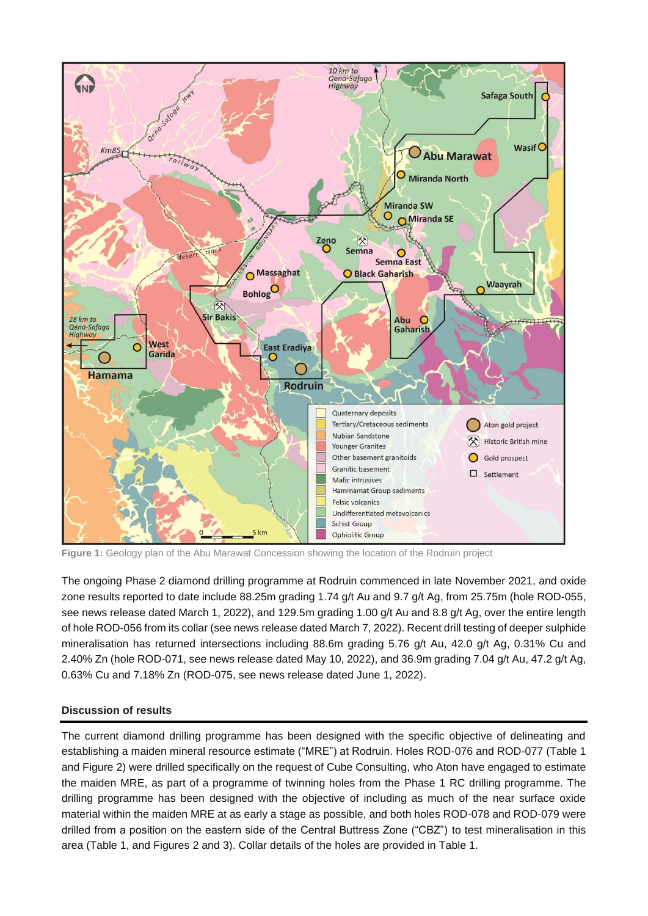Figure 1: Geology plan of the Abu Marawat Concession showing the location of the Rodruin project

The ongoing Phase 2 diamond drilling programme at Rodruin commenced in late November 2021, and oxide zone results reported to date include 88.25m grading 1.74 g/t Au and 9.7 g/t Ag, from 25.75m (hole ROD-055, see news release dated March 1, 2022), and 129.5m grading 1.00 g/t Au and 8.8 g/t Ag, over the entire length of hole ROD-056 from its collar (see news release dated March 7, 2022). Recent drill testing of deeper sulphide mineralisation has returned intersections including 88.6m grading 5.76 g/t Au, 42.0 g/t Ag, 0.31% Cu and 2.40% Zn (hole ROD-071, see news release dated May 10, 2022), and 36.9m grading 7.04 g/t Au, 47.2 g/t Ag, 0.63% Cu and 7.18% Zn (ROD-075, see news release dated June 1, 2022).

## Discussion of results

The current diamond drilling programme has been designed with the specific objective of delineating and establishing a maiden mineral resource estimate ("MRE") at Rodruin. Holes ROD-076 and ROD-077 (Table 1 and Figure 2) were drilled specifically on the request of Cube Consulting, who Aton have engaged to estimate the maiden MRE, as part of a programme of twinning holes from the Phase 1 RC drilling programme. The drilling programme has been designed with the objective of including as much of the near surface oxide material within the maiden MRE at as early a stage as possible, and both holes ROD-078 and ROD-079 were drilled from a position on the eastern side of the Central Buttress Zone ("CBZ") to test mineralisation in this area (Table 1, and Figures 2 and 3). Collar details of the holes are provided in Table 1.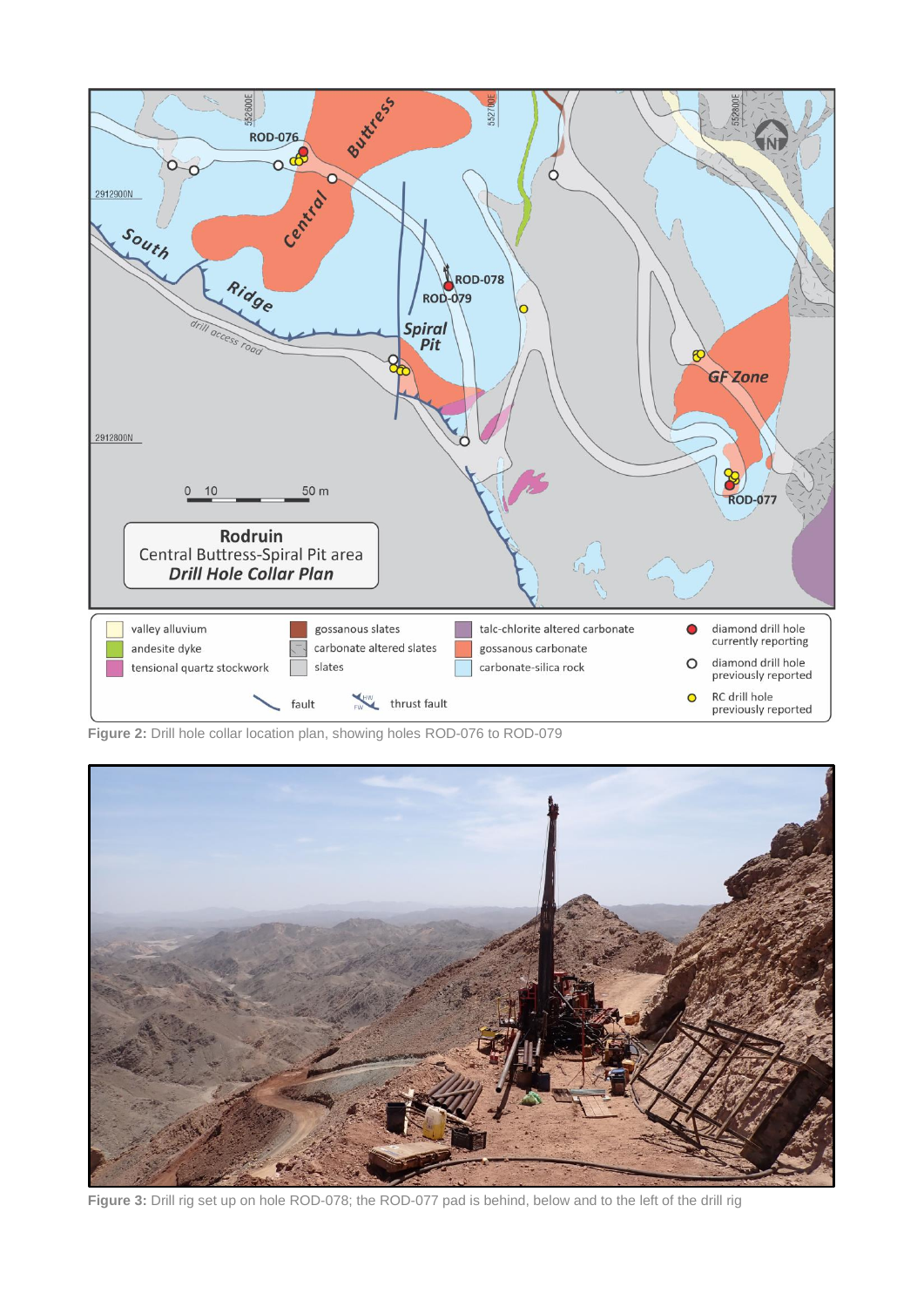**Figure 2:** Drill hole collar location plan, showing holes ROD-076 to ROD-079

**Figure 3:** Drill rig set up on hole ROD-078; the ROD-077 pad is behind, below and to the left of the drill rig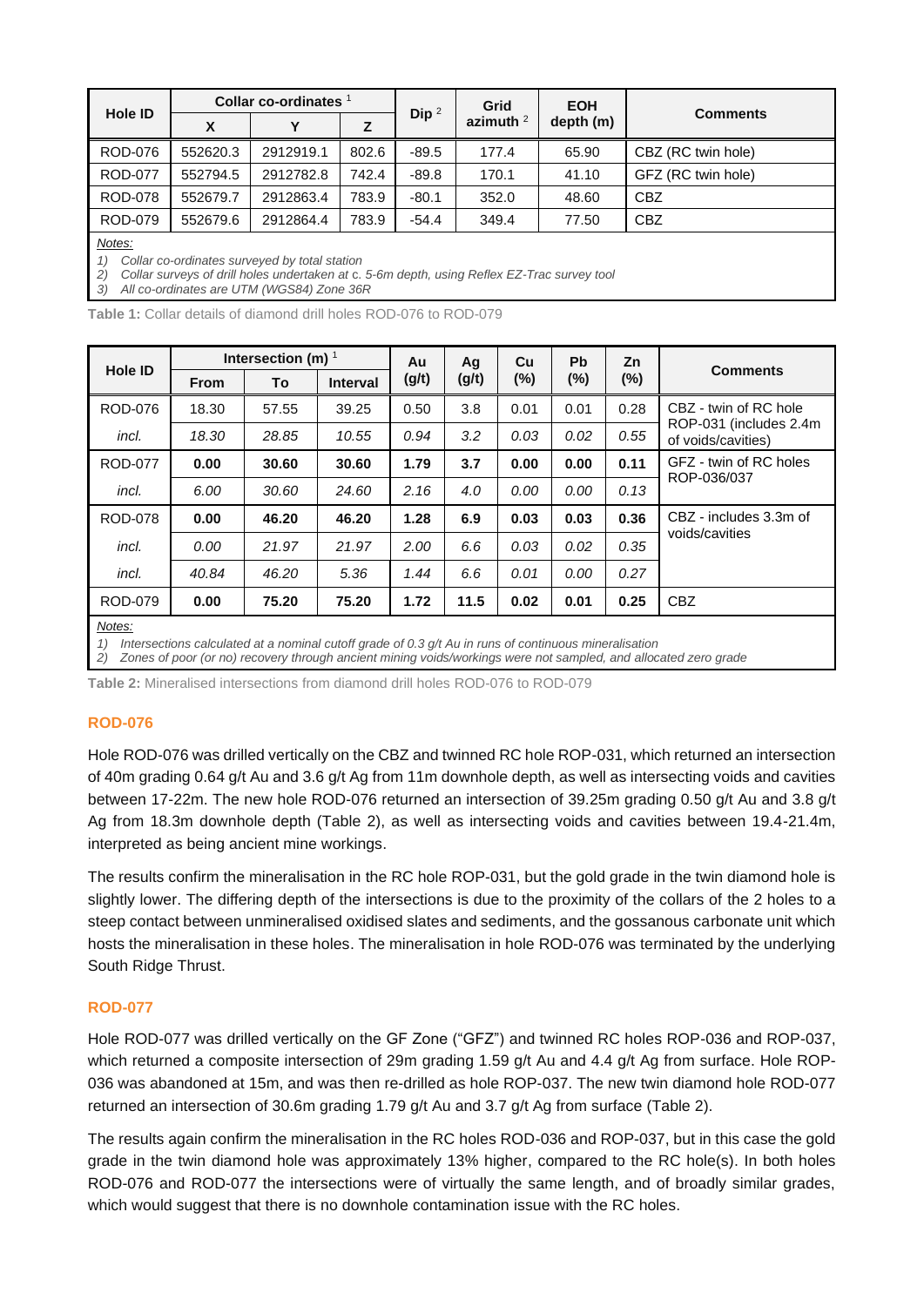| Hole ID | Collar co-ordinates [1] | | | Dip [2] | Grid azimuth [2] | EOH depth (m) | Comments |
|---|---|---|---|---|---|---|---|
| | X | Y | Z | | | | |
| ROD-076 | 552620.3 | 2912919.1 | 802.6 | -89.5 | 177.4 | 65.90 | CBZ (RC twin hole) |
| ROD-077 | 552794.5 | 2912782.8 | 742.4 | -89.8 | 170.1 | 41.10 | GFZ (RC twin hole) |
| ROD-078 | 552679.7 | 2912863.4 | 783.9 | -80.1 | 352.0 | 48.60 | CBZ |
| ROD-079 | 552679.6 | 2912864.4 | 783.9 | -54.4 | 349.4 | 77.50 | CBZ |

*Notes:*

1) *Collar co-ordinates surveyed by total station*
2) *Collar surveys of drill holes undertaken at c. 5-6m depth, using Reflex EZ-Trac survey tool*
3) *All co-ordinates are UTM (WGS84) Zone 36R*

**Table 1:** Collar details of diamond drill holes ROD-076 to ROD-079

| Hole ID | Intersection (m) [1] | | | Au (g/t) | Ag (g/t) | Cu (%) | Pb (%) | Zn (%) | Comments |
|---|---|---|---|---|---|---|---|---|---|
| | From | To | Interval | | | | | | |
| ROD-076 | 18.30 | 57.55 | 39.25 | 0.50 | 3.8 | 0.01 | 0.01 | 0.28 | CBZ - twin of RC hole ROP-031 (includes 2.4m of voids/cavities) |
| *incl.* | *18.30* | *28.85* | *10.55* | *0.94* | *3.2* | *0.03* | *0.02* | *0.55* | |
| **ROD-077** | **0.00** | **30.60** | **30.60** | **1.79** | **3.7** | **0.00** | **0.00** | **0.11** | GFZ - twin of RC holes ROP-036/037 |
| *incl.* | *6.00* | *30.60* | *24.60* | *2.16* | *4.0* | *0.00* | *0.00* | *0.13* | |
| ROD-078 | **0.00** | **46.20** | **46.20** | **1.28** | **6.9** | **0.03** | **0.03** | **0.36** | CBZ - includes 3.3m of voids/cavities |
| *incl.* | *0.00* | *21.97* | *21.97* | *2.00* | *6.6* | *0.03* | *0.02* | *0.35* | |
| *incl.* | *40.84* | *46.20* | *5.36* | *1.44* | *6.6* | *0.01* | *0.00* | *0.27* | |
| ROD-079 | **0.00** | **75.20** | **75.20** | **1.72** | **11.5** | **0.02** | **0.01** | **0.25** | CBZ |

*Notes:*

1) *Intersections calculated at a nominal cutoff grade of 0.3 g/t Au in runs of continuous mineralisation*
2) *Zones of poor (or no) recovery through ancient mining voids/workings were not sampled, and allocated zero grade*

**Table 2:** Mineralised intersections from diamond drill holes ROD-076 to ROD-079

### ROD-076

Hole ROD-076 was drilled vertically on the CBZ and twinned RC hole ROP-031, which returned an intersection of 40m grading 0.64 g/t Au and 3.6 g/t Ag from 11m downhole depth, as well as intersecting voids and cavities between 17-22m. The new hole ROD-076 returned an intersection of 39.25m grading 0.50 g/t Au and 3.8 g/t Ag from 18.3m downhole depth (Table 2), as well as intersecting voids and cavities between 19.4-21.4m, interpreted as being ancient mine workings.

The results confirm the mineralisation in the RC hole ROP-031, but the gold grade in the twin diamond hole is slightly lower. The differing depth of the intersections is due to the proximity of the collars of the 2 holes to a steep contact between unmineralised oxidised slates and sediments, and the gossanous carbonate unit which hosts the mineralisation in these holes. The mineralisation in hole ROD-076 was terminated by the underlying South Ridge Thrust.

### ROD-077

Hole ROD-077 was drilled vertically on the GF Zone ("GFZ") and twinned RC holes ROP-036 and ROP-037, which returned a composite intersection of 29m grading 1.59 g/t Au and 4.4 g/t Ag from surface. Hole ROP-036 was abandoned at 15m, and was then re-drilled as hole ROP-037. The new twin diamond hole ROD-077 returned an intersection of 30.6m grading 1.79 g/t Au and 3.7 g/t Ag from surface (Table 2).

The results again confirm the mineralisation in the RC holes ROD-036 and ROP-037, but in this case the gold grade in the twin diamond hole was approximately 13% higher, compared to the RC hole(s). In both holes ROD-076 and ROD-077 the intersections were of virtually the same length, and of broadly similar grades, which would suggest that there is no downhole contamination issue with the RC holes.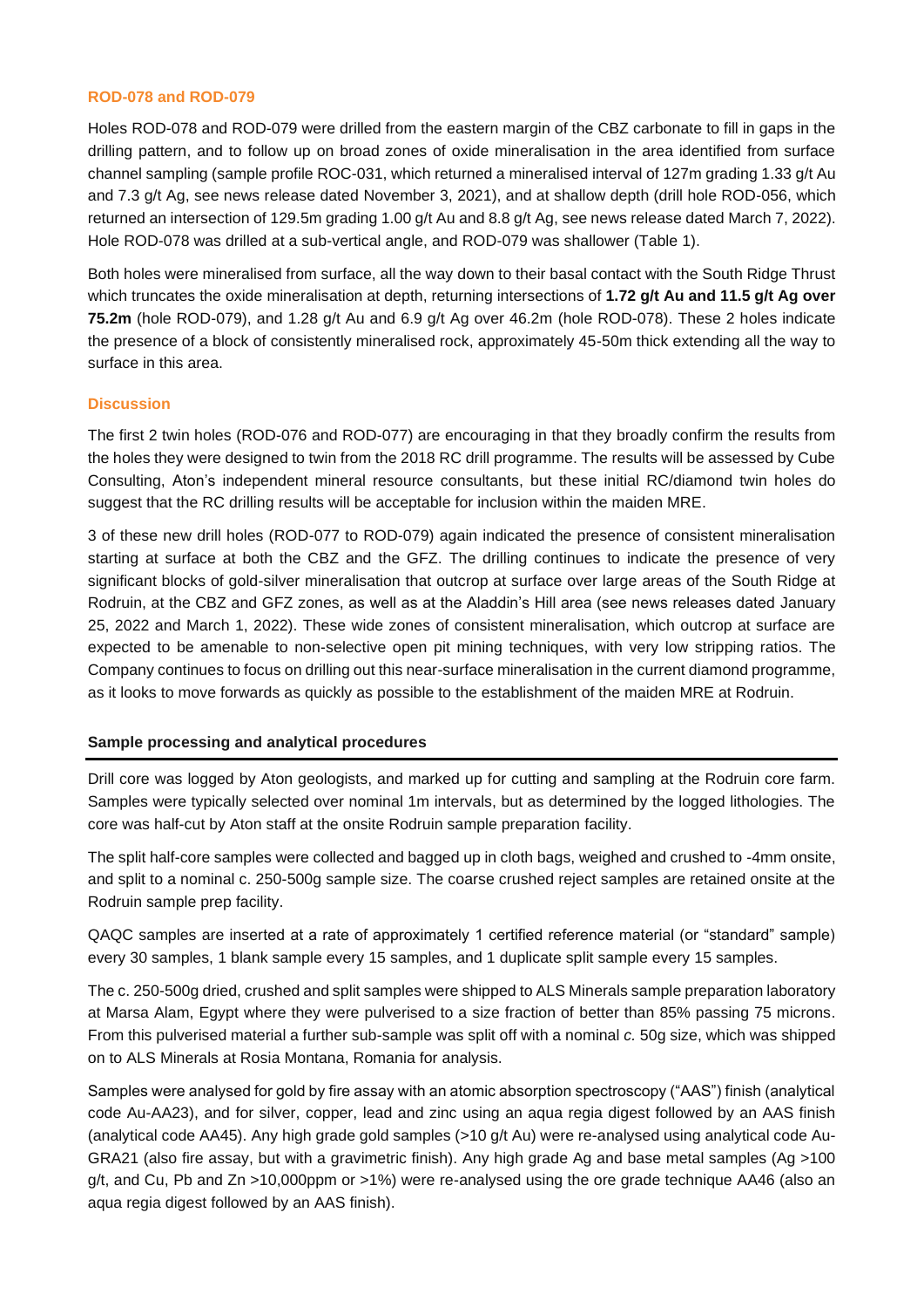### ROD-078 and ROD-079

Holes ROD-078 and ROD-079 were drilled from the eastern margin of the CBZ carbonate to fill in gaps in the drilling pattern, and to follow up on broad zones of oxide mineralisation in the area identified from surface channel sampling (sample profile ROC-031, which returned a mineralised interval of 127m grading 1.33 g/t Au and 7.3 g/t Ag, see news release dated November 3, 2021), and at shallow depth (drill hole ROD-056, which returned an intersection of 129.5m grading 1.00 g/t Au and 8.8 g/t Ag, see news release dated March 7, 2022). Hole ROD-078 was drilled at a sub-vertical angle, and ROD-079 was shallower (Table 1).

Both holes were mineralised from surface, all the way down to their basal contact with the South Ridge Thrust which truncates the oxide mineralisation at depth, returning intersections of **1.72 g/t Au and 11.5 g/t Ag over 75.2m** (hole ROD-079), and 1.28 g/t Au and 6.9 g/t Ag over 46.2m (hole ROD-078). These 2 holes indicate the presence of a block of consistently mineralised rock, approximately 45-50m thick extending all the way to surface in this area.

### Discussion

The first 2 twin holes (ROD-076 and ROD-077) are encouraging in that they broadly confirm the results from the holes they were designed to twin from the 2018 RC drill programme. The results will be assessed by Cube Consulting, Aton's independent mineral resource consultants, but these initial RC/diamond twin holes do suggest that the RC drilling results will be acceptable for inclusion within the maiden MRE.

3 of these new drill holes (ROD-077 to ROD-079) again indicated the presence of consistent mineralisation starting at surface at both the CBZ and the GFZ. The drilling continues to indicate the presence of very significant blocks of gold-silver mineralisation that outcrop at surface over large areas of the South Ridge at Rodruin, at the CBZ and GFZ zones, as well as at the Aladdin's Hill area (see news releases dated January 25, 2022 and March 1, 2022). These wide zones of consistent mineralisation, which outcrop at surface are expected to be amenable to non-selective open pit mining techniques, with very low stripping ratios. The Company continues to focus on drilling out this near-surface mineralisation in the current diamond programme, as it looks to move forwards as quickly as possible to the establishment of the maiden MRE at Rodruin.

### Sample processing and analytical procedures

Drill core was logged by Aton geologists, and marked up for cutting and sampling at the Rodruin core farm. Samples were typically selected over nominal 1m intervals, but as determined by the logged lithologies. The core was half-cut by Aton staff at the onsite Rodruin sample preparation facility.

The split half-core samples were collected and bagged up in cloth bags, weighed and crushed to -4mm onsite, and split to a nominal c. 250-500g sample size. The coarse crushed reject samples are retained onsite at the Rodruin sample prep facility.

QAQC samples are inserted at a rate of approximately 1 certified reference material (or "standard" sample) every 30 samples, 1 blank sample every 15 samples, and 1 duplicate split sample every 15 samples.

The c. 250-500g dried, crushed and split samples were shipped to ALS Minerals sample preparation laboratory at Marsa Alam, Egypt where they were pulverised to a size fraction of better than 85% passing 75 microns. From this pulverised material a further sub-sample was split off with a nominal *c.* 50g size, which was shipped on to ALS Minerals at Rosia Montana, Romania for analysis.

Samples were analysed for gold by fire assay with an atomic absorption spectroscopy ("AAS") finish (analytical code Au-AA23), and for silver, copper, lead and zinc using an aqua regia digest followed by an AAS finish (analytical code AA45). Any high grade gold samples (>10 g/t Au) were re-analysed using analytical code Au-GRA21 (also fire assay, but with a gravimetric finish). Any high grade Ag and base metal samples (Ag >100 g/t, and Cu, Pb and Zn >10,000ppm or >1%) were re-analysed using the ore grade technique AA46 (also an aqua regia digest followed by an AAS finish).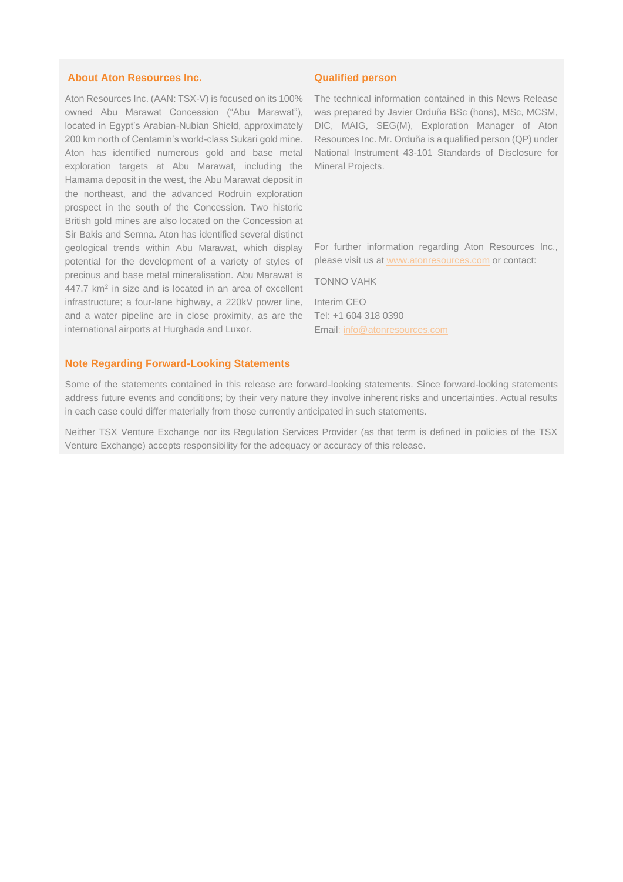## About Aton Resources Inc.

Aton Resources Inc. (AAN: TSX-V) is focused on its 100% owned Abu Marawat Concession ("Abu Marawat"), located in Egypt's Arabian-Nubian Shield, approximately 200 km north of Centamin's world-class Sukari gold mine. Aton has identified numerous gold and base metal exploration targets at Abu Marawat, including the Hamama deposit in the west, the Abu Marawat deposit in the northeast, and the advanced Rodruin exploration prospect in the south of the Concession. Two historic British gold mines are also located on the Concession at Sir Bakis and Semna. Aton has identified several distinct geological trends within Abu Marawat, which display potential for the development of a variety of styles of precious and base metal mineralisation. Abu Marawat is 447.7 km$^2$ in size and is located in an area of excellent infrastructure; a four-lane highway, a 220kV power line, and a water pipeline are in close proximity, as are the international airports at Hurghada and Luxor.

## Qualified person

The technical information contained in this News Release was prepared by Javier Orduña BSc (hons), MSc, MCSM, DIC, MAIG, SEG(M), Exploration Manager of Aton Resources Inc. Mr. Orduña is a qualified person (QP) under National Instrument 43-101 Standards of Disclosure for Mineral Projects.

For further information regarding Aton Resources Inc., please visit us at www.atonresources.com or contact:

TONNO VAHK

Interim CEO
Tel: +1 604 318 0390
Email: info@atonresources.com

## Note Regarding Forward-Looking Statements

Some of the statements contained in this release are forward-looking statements. Since forward-looking statements address future events and conditions; by their very nature they involve inherent risks and uncertainties. Actual results in each case could differ materially from those currently anticipated in such statements.

Neither TSX Venture Exchange nor its Regulation Services Provider (as that term is defined in policies of the TSX Venture Exchange) accepts responsibility for the adequacy or accuracy of this release.